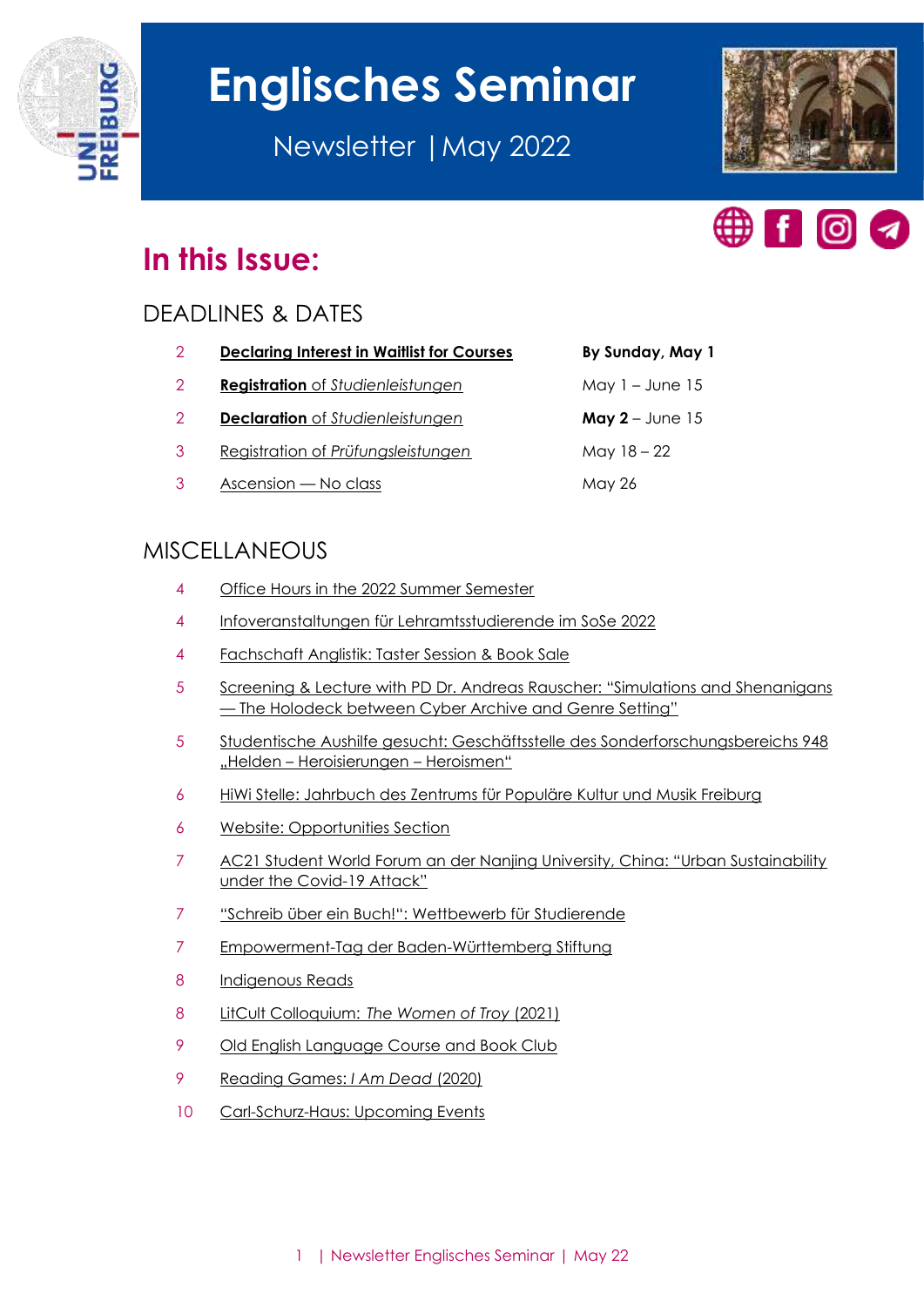# Englisches Seminar

Newsletter | May 2022

## In this Issue:

### DEADLINES & DATES

| | | |
|---|---|---|
| 2 | **Declaring Interest in Waitlist for Courses** | **By Sunday, May 1** |
| 2 | **Registration** of *Studienleistungen* | May 1 – June 15 |
| 2 | **Declaration** of *Studienleistungen* | **May 2** – June 15 |
| 3 | Registration of *Prüfungsleistungen* | May 18 – 22 |
| 3 | Ascension — No class | May 26 |

### MISCELLANEOUS

| | |
|---|---|
| 4 | Office Hours in the 2022 Summer Semester |
| 4 | Infoveranstaltungen für Lehramtsstudierende im SoSe 2022 |
| 4 | Fachschaft Anglistik: Taster Session & Book Sale |
| 5 | Screening & Lecture with PD Dr. Andreas Rauscher: "Simulations and Shenanigans — The Holodeck between Cyber Archive and Genre Setting" |
| 5 | Studentische Aushilfe gesucht: Geschäftsstelle des Sonderforschungsbereichs 948 „Helden – Heroisierungen – Heroismen" |
| 6 | HiWi Stelle: Jahrbuch des Zentrums für Populäre Kultur und Musik Freiburg |
| 6 | Website: Opportunities Section |
| 7 | AC21 Student World Forum an der Nanjing University, China: "Urban Sustainability under the Covid-19 Attack" |
| 7 | "Schreib über ein Buch!": Wettbewerb für Studierende |
| 7 | Empowerment-Tag der Baden-Württemberg Stiftung |
| 8 | Indigenous Reads |
| 8 | LitCult Colloquium: *The Women of Troy* (2021) |
| 9 | Old English Language Course and Book Club |
| 9 | Reading Games: *I Am Dead* (2020) |
| 10 | Carl-Schurz-Haus: Upcoming Events |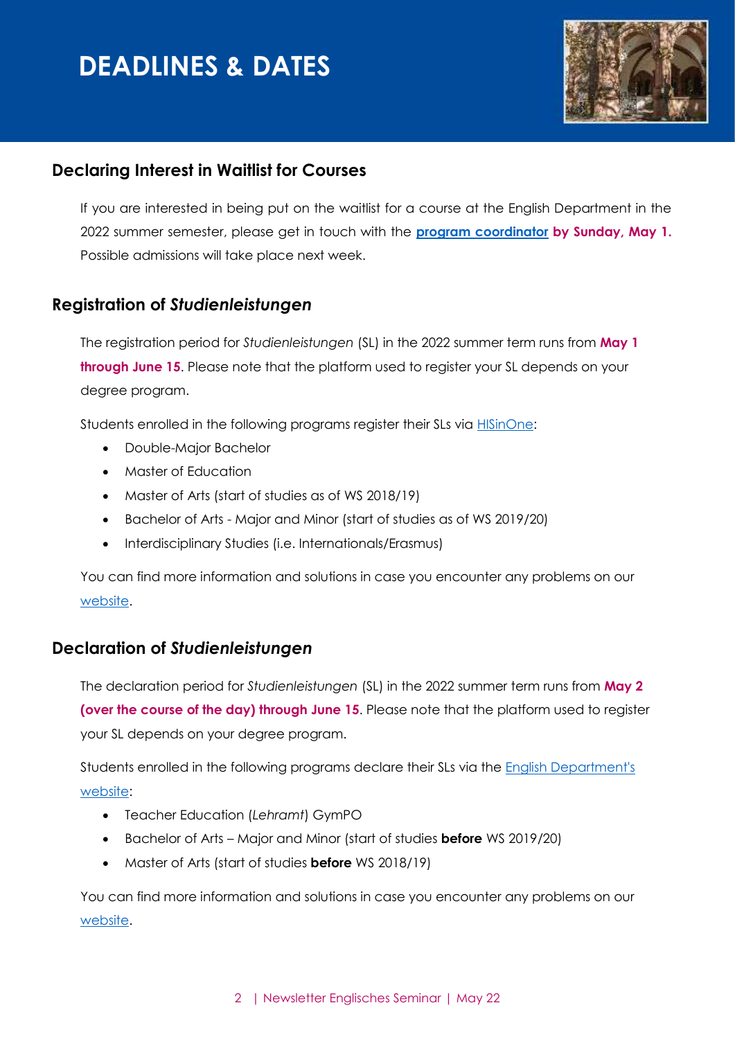# DEADLINES & DATES

## Declaring Interest in Waitlist for Courses

If you are interested in being put on the waitlist for a course at the English Department in the 2022 summer semester, please get in touch with the **program coordinator by Sunday, May 1.** Possible admissions will take place next week.

## Registration of *Studienleistungen*

The registration period for *Studienleistungen* (SL) in the 2022 summer term runs from **May 1 through June 15**. Please note that the platform used to register your SL depends on your degree program.

Students enrolled in the following programs register their SLs via HISinOne:

- Double-Major Bachelor
- Master of Education
- Master of Arts (start of studies as of WS 2018/19)
- Bachelor of Arts - Major and Minor (start of studies as of WS 2019/20)
- Interdisciplinary Studies (i.e. Internationals/Erasmus)

You can find more information and solutions in case you encounter any problems on our website.

## Declaration of *Studienleistungen*

The declaration period for *Studienleistungen* (SL) in the 2022 summer term runs from **May 2 (over the course of the day) through June 15**. Please note that the platform used to register your SL depends on your degree program.

Students enrolled in the following programs declare their SLs via the English Department's website:

- Teacher Education (*Lehramt*) GymPO
- Bachelor of Arts – Major and Minor (start of studies **before** WS 2019/20)
- Master of Arts (start of studies **before** WS 2018/19)

You can find more information and solutions in case you encounter any problems on our website.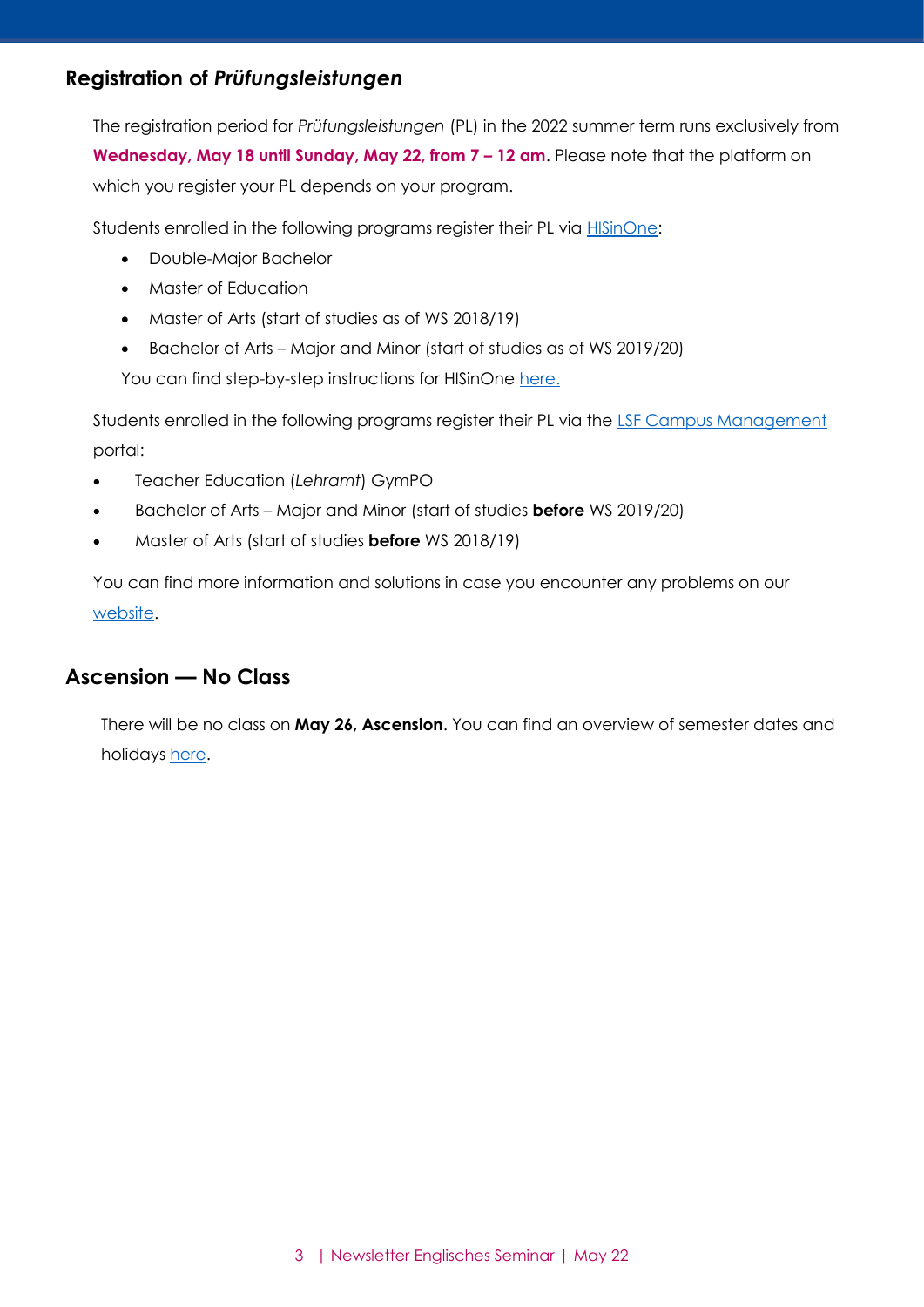## Registration of *Prüfungsleistungen*

The registration period for *Prüfungsleistungen* (PL) in the 2022 summer term runs exclusively from **Wednesday, May 18 until Sunday, May 22, from 7 – 12 am**. Please note that the platform on which you register your PL depends on your program.

Students enrolled in the following programs register their PL via [HISinOne]:

- Double-Major Bachelor
- Master of Education
- Master of Arts (start of studies as of WS 2018/19)
- Bachelor of Arts – Major and Minor (start of studies as of WS 2019/20)

You can find step-by-step instructions for HISinOne [here.]

Students enrolled in the following programs register their PL via the [LSF Campus Management] portal:

- Teacher Education (*Lehramt*) GymPO
- Bachelor of Arts – Major and Minor (start of studies **before** WS 2019/20)
- Master of Arts (start of studies **before** WS 2018/19)

You can find more information and solutions in case you encounter any problems on our [website].

## Ascension — No Class

There will be no class on **May 26, Ascension**. You can find an overview of semester dates and holidays [here].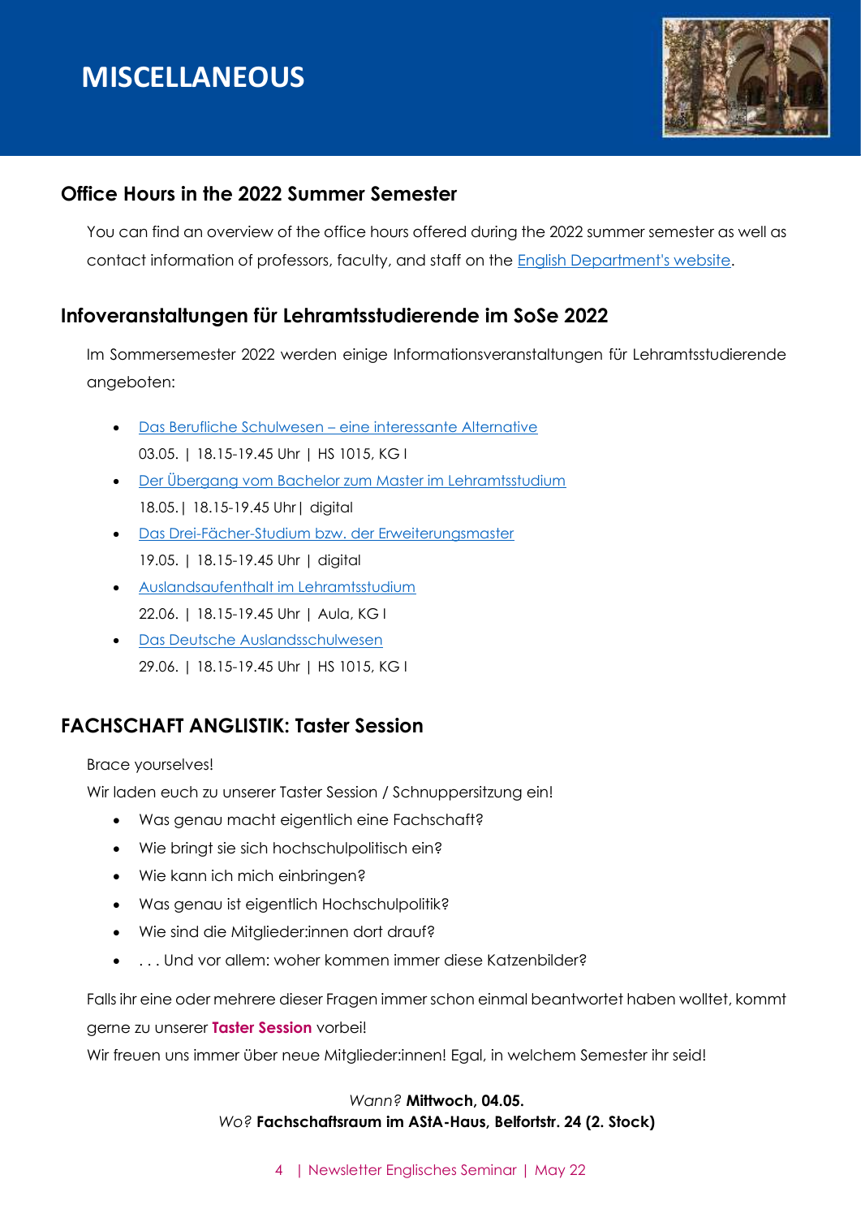# MISCELLANEOUS

## Office Hours in the 2022 Summer Semester

You can find an overview of the office hours offered during the 2022 summer semester as well as contact information of professors, faculty, and staff on the English Department's website.

## Infoveranstaltungen für Lehramtsstudierende im SoSe 2022

Im Sommersemester 2022 werden einige Informationsveranstaltungen für Lehramtsstudierende angeboten:

- Das Berufliche Schulwesen – eine interessante Alternative
  03.05. | 18.15-19.45 Uhr | HS 1015, KG I
- Der Übergang vom Bachelor zum Master im Lehramtsstudium
  18.05.| 18.15-19.45 Uhr| digital
- Das Drei-Fächer-Studium bzw. der Erweiterungsmaster
  19.05. | 18.15-19.45 Uhr | digital
- Auslandsaufenthalt im Lehramtsstudium
  22.06. | 18.15-19.45 Uhr | Aula, KG I
- Das Deutsche Auslandsschulwesen
  29.06. | 18.15-19.45 Uhr | HS 1015, KG I

## FACHSCHAFT ANGLISTIK: Taster Session

Brace yourselves!

Wir laden euch zu unserer Taster Session / Schnuppersitzung ein!

- Was genau macht eigentlich eine Fachschaft?
- Wie bringt sie sich hochschulpolitisch ein?
- Wie kann ich mich einbringen?
- Was genau ist eigentlich Hochschulpolitik?
- Wie sind die Mitglieder:innen dort drauf?
- . . . Und vor allem: woher kommen immer diese Katzenbilder?

Falls ihr eine oder mehrere dieser Fragen immer schon einmal beantwortet haben wolltet, kommt gerne zu unserer **Taster Session** vorbei!

Wir freuen uns immer über neue Mitglieder:innen! Egal, in welchem Semester ihr seid!

*Wann?* **Mittwoch, 04.05.**
*Wo?* **Fachschaftsraum im AStA-Haus, Belfortstr. 24 (2. Stock)**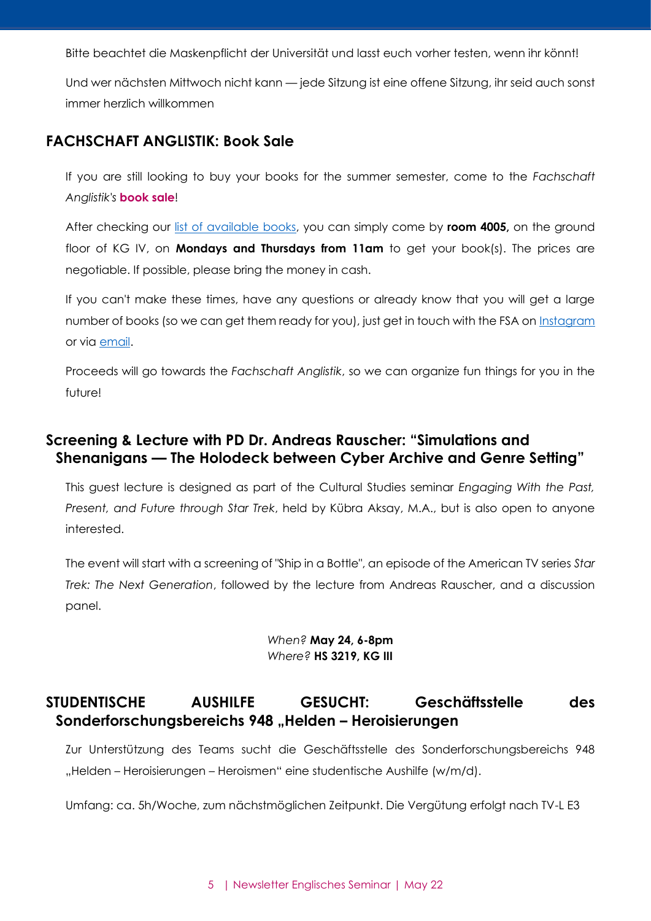Bitte beachtet die Maskenpflicht der Universität und lasst euch vorher testen, wenn ihr könnt!

Und wer nächsten Mittwoch nicht kann — jede Sitzung ist eine offene Sitzung, ihr seid auch sonst immer herzlich willkommen

## FACHSCHAFT ANGLISTIK: Book Sale

If you are still looking to buy your books for the summer semester, come to the *Fachschaft Anglistik's* **book sale**!

After checking our list of available books, you can simply come by **room 4005,** on the ground floor of KG IV, on **Mondays and Thursdays from 11am** to get your book(s). The prices are negotiable. If possible, please bring the money in cash.

If you can't make these times, have any questions or already know that you will get a large number of books (so we can get them ready for you), just get in touch with the FSA on Instagram or via email.

Proceeds will go towards the *Fachschaft Anglistik*, so we can organize fun things for you in the future!

## Screening & Lecture with PD Dr. Andreas Rauscher: "Simulations and Shenanigans — The Holodeck between Cyber Archive and Genre Setting"

This guest lecture is designed as part of the Cultural Studies seminar *Engaging With the Past, Present, and Future through Star Trek*, held by Kübra Aksay, M.A., but is also open to anyone interested.

The event will start with a screening of "Ship in a Bottle", an episode of the American TV series *Star Trek: The Next Generation*, followed by the lecture from Andreas Rauscher, and a discussion panel.

*When?* **May 24, 6-8pm**
*Where?* **HS 3219, KG III**

## STUDENTISCHE AUSHILFE GESUCHT: Geschäftsstelle des Sonderforschungsbereichs 948 „Helden – Heroisierungen

Zur Unterstützung des Teams sucht die Geschäftsstelle des Sonderforschungsbereichs 948 „Helden – Heroisierungen – Heroismen" eine studentische Aushilfe (w/m/d).

Umfang: ca. 5h/Woche, zum nächstmöglichen Zeitpunkt. Die Vergütung erfolgt nach TV-L E3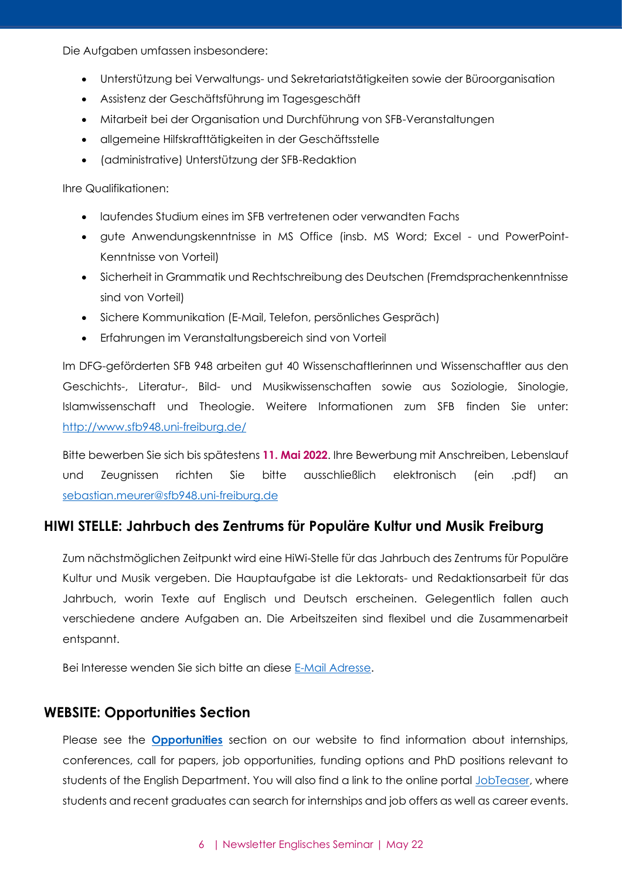Die Aufgaben umfassen insbesondere:

- Unterstützung bei Verwaltungs- und Sekretariatstätigkeiten sowie der Büroorganisation
- Assistenz der Geschäftsführung im Tagesgeschäft
- Mitarbeit bei der Organisation und Durchführung von SFB-Veranstaltungen
- allgemeine Hilfskrafttätigkeiten in der Geschäftsstelle
- (administrative) Unterstützung der SFB-Redaktion

Ihre Qualifikationen:

- laufendes Studium eines im SFB vertretenen oder verwandten Fachs
- gute Anwendungskenntnisse in MS Office (insb. MS Word; Excel - und PowerPoint-Kenntnisse von Vorteil)
- Sicherheit in Grammatik und Rechtschreibung des Deutschen (Fremdsprachenkenntnisse sind von Vorteil)
- Sichere Kommunikation (E-Mail, Telefon, persönliches Gespräch)
- Erfahrungen im Veranstaltungsbereich sind von Vorteil

Im DFG-geförderten SFB 948 arbeiten gut 40 Wissenschaftlerinnen und Wissenschaftler aus den Geschichts-, Literatur-, Bild- und Musikwissenschaften sowie aus Soziologie, Sinologie, Islamwissenschaft und Theologie. Weitere Informationen zum SFB finden Sie unter: http://www.sfb948.uni-freiburg.de/

Bitte bewerben Sie sich bis spätestens **11. Mai 2022**. Ihre Bewerbung mit Anschreiben, Lebenslauf und Zeugnissen richten Sie bitte ausschließlich elektronisch (ein .pdf) an sebastian.meurer@sfb948.uni-freiburg.de

## HIWI STELLE: Jahrbuch des Zentrums für Populäre Kultur und Musik Freiburg

Zum nächstmöglichen Zeitpunkt wird eine HiWi-Stelle für das Jahrbuch des Zentrums für Populäre Kultur und Musik vergeben. Die Hauptaufgabe ist die Lektorats- und Redaktionsarbeit für das Jahrbuch, worin Texte auf Englisch und Deutsch erscheinen. Gelegentlich fallen auch verschiedene andere Aufgaben an. Die Arbeitszeiten sind flexibel und die Zusammenarbeit entspannt.

Bei Interesse wenden Sie sich bitte an diese E-Mail Adresse.

## WEBSITE: Opportunities Section

Please see the **Opportunities** section on our website to find information about internships, conferences, call for papers, job opportunities, funding options and PhD positions relevant to students of the English Department. You will also find a link to the online portal JobTeaser, where students and recent graduates can search for internships and job offers as well as career events.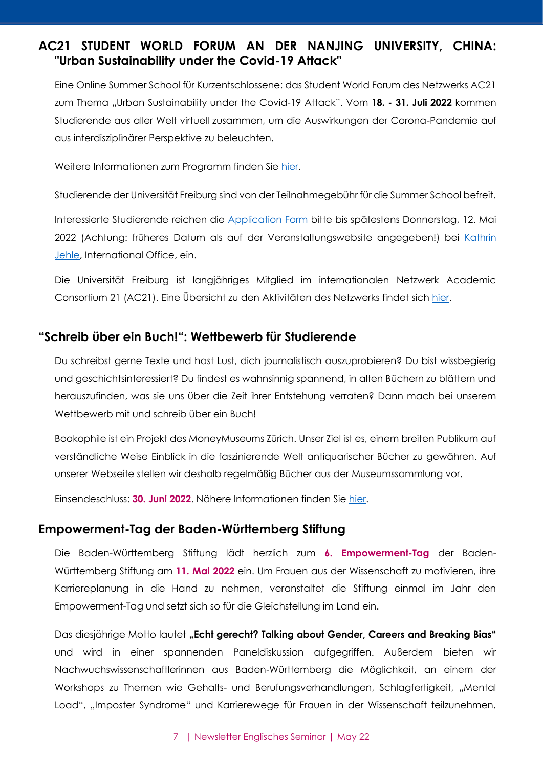## AC21 STUDENT WORLD FORUM AN DER NANJING UNIVERSITY, CHINA: "Urban Sustainability under the Covid-19 Attack"

Eine Online Summer School für Kurzentschlossene: das Student World Forum des Netzwerks AC21 zum Thema „Urban Sustainability under the Covid-19 Attack". Vom **18. - 31. Juli 2022** kommen Studierende aus aller Welt virtuell zusammen, um die Auswirkungen der Corona-Pandemie auf aus interdisziplinärer Perspektive zu beleuchten.

Weitere Informationen zum Programm finden Sie hier.

Studierende der Universität Freiburg sind von der Teilnahmegebühr für die Summer School befreit.

Interessierte Studierende reichen die Application Form bitte bis spätestens Donnerstag, 12. Mai 2022 (Achtung: früheres Datum als auf der Veranstaltungswebsite angegeben!) bei Kathrin Jehle, International Office, ein.

Die Universität Freiburg ist langjähriges Mitglied im internationalen Netzwerk Academic Consortium 21 (AC21). Eine Übersicht zu den Aktivitäten des Netzwerks findet sich hier.

## "Schreib über ein Buch!": Wettbewerb für Studierende

Du schreibst gerne Texte und hast Lust, dich journalistisch auszuprobieren? Du bist wissbegierig und geschichtsinteressiert? Du findest es wahnsinnig spannend, in alten Büchern zu blättern und herauszufinden, was sie uns über die Zeit ihrer Entstehung verraten? Dann mach bei unserem Wettbewerb mit und schreib über ein Buch!

Bookophile ist ein Projekt des MoneyMuseums Zürich. Unser Ziel ist es, einem breiten Publikum auf verständliche Weise Einblick in die faszinierende Welt antiquarischer Bücher zu gewähren. Auf unserer Webseite stellen wir deshalb regelmäßig Bücher aus der Museumssammlung vor.

Einsendeschluss: **30. Juni 2022**. Nähere Informationen finden Sie hier.

## Empowerment-Tag der Baden-Württemberg Stiftung

Die Baden-Württemberg Stiftung lädt herzlich zum **6. Empowerment-Tag** der Baden-Württemberg Stiftung am **11. Mai 2022** ein. Um Frauen aus der Wissenschaft zu motivieren, ihre Karriereplanung in die Hand zu nehmen, veranstaltet die Stiftung einmal im Jahr den Empowerment-Tag und setzt sich so für die Gleichstellung im Land ein.

Das diesjährige Motto lautet **„Echt gerecht? Talking about Gender, Careers and Breaking Bias"** und wird in einer spannenden Paneldiskussion aufgegriffen. Außerdem bieten wir Nachwuchswissenschaftlerinnen aus Baden-Württemberg die Möglichkeit, an einem der Workshops zu Themen wie Gehalts- und Berufungsverhandlungen, Schlagfertigkeit, „Mental Load", „Imposter Syndrome" und Karrierewege für Frauen in der Wissenschaft teilzunehmen.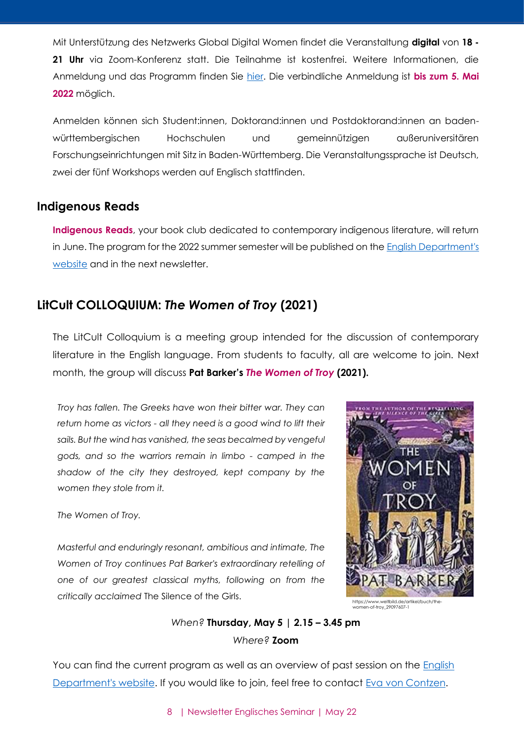Mit Unterstützung des Netzwerks Global Digital Women findet die Veranstaltung **digital** von **18 - 21 Uhr** via Zoom-Konferenz statt. Die Teilnahme ist kostenfrei. Weitere Informationen, die Anmeldung und das Programm finden Sie hier. Die verbindliche Anmeldung ist **bis zum 5. Mai 2022** möglich.

Anmelden können sich Student:innen, Doktorand:innen und Postdoktorand:innen an baden-württembergischen Hochschulen und gemeinnützigen außeruniversitären Forschungseinrichtungen mit Sitz in Baden-Württemberg. Die Veranstaltungssprache ist Deutsch, zwei der fünf Workshops werden auf Englisch stattfinden.

## Indigenous Reads

**Indigenous Reads**, your book club dedicated to contemporary indigenous literature, will return in June. The program for the 2022 summer semester will be published on the English Department's website and in the next newsletter.

## LitCult COLLOQUIUM: *The Women of Troy* (2021)

The LitCult Colloquium is a meeting group intended for the discussion of contemporary literature in the English language. From students to faculty, all are welcome to join. Next month, the group will discuss **Pat Barker's *The Women of Troy* (2021).**

*Troy has fallen. The Greeks have won their bitter war. They can return home as victors - all they need is a good wind to lift their sails. But the wind has vanished, the seas becalmed by vengeful gods, and so the warriors remain in limbo - camped in the shadow of the city they destroyed, kept company by the women they stole from it.*

*The Women of Troy.*

*Masterful and enduringly resonant, ambitious and intimate, The Women of Troy continues Pat Barker's extraordinary retelling of one of our greatest classical myths, following on from the critically acclaimed* The Silence of the Girls.

https://www.weltbild.de/artikel/buch/the-women-of-troy_29097607-1

*When?* **Thursday, May 5 | 2.15 – 3.45 pm**

*Where?* **Zoom**

You can find the current program as well as an overview of past session on the English Department's website. If you would like to join, feel free to contact Eva von Contzen.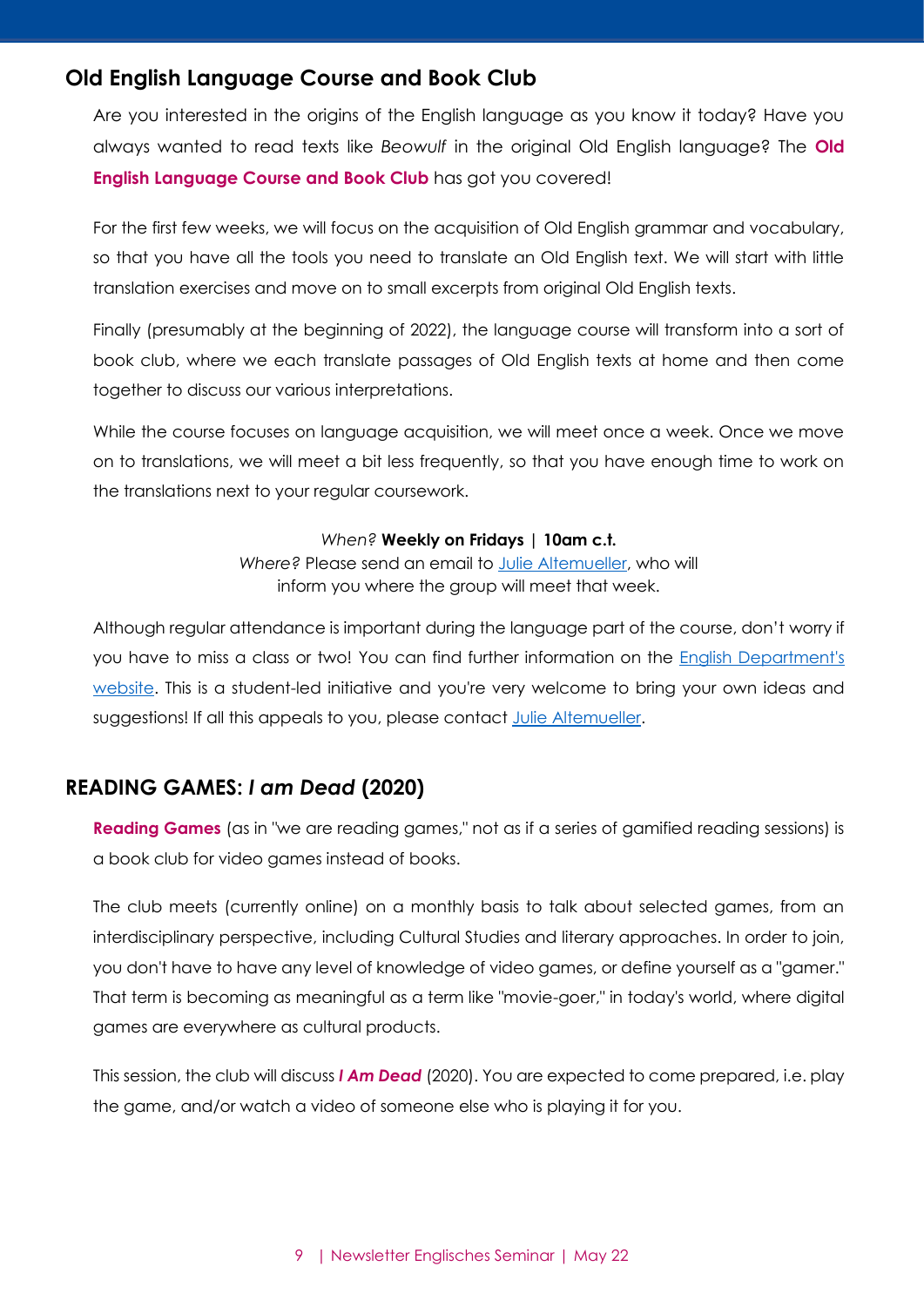## Old English Language Course and Book Club

Are you interested in the origins of the English language as you know it today? Have you always wanted to read texts like *Beowulf* in the original Old English language? The **Old English Language Course and Book Club** has got you covered!

For the first few weeks, we will focus on the acquisition of Old English grammar and vocabulary, so that you have all the tools you need to translate an Old English text. We will start with little translation exercises and move on to small excerpts from original Old English texts.

Finally (presumably at the beginning of 2022), the language course will transform into a sort of book club, where we each translate passages of Old English texts at home and then come together to discuss our various interpretations.

While the course focuses on language acquisition, we will meet once a week. Once we move on to translations, we will meet a bit less frequently, so that you have enough time to work on the translations next to your regular coursework.

*When?* **Weekly on Fridays | 10am c.t.**
*Where?* Please send an email to Julie Altemueller, who will inform you where the group will meet that week.

Although regular attendance is important during the language part of the course, don't worry if you have to miss a class or two! You can find further information on the English Department's website. This is a student-led initiative and you're very welcome to bring your own ideas and suggestions! If all this appeals to you, please contact Julie Altemueller.

## READING GAMES: *I am Dead* (2020)

**Reading Games** (as in "we are reading games," not as if a series of gamified reading sessions) is a book club for video games instead of books.

The club meets (currently online) on a monthly basis to talk about selected games, from an interdisciplinary perspective, including Cultural Studies and literary approaches. In order to join, you don't have to have any level of knowledge of video games, or define yourself as a "gamer." That term is becoming as meaningful as a term like "movie-goer," in today's world, where digital games are everywhere as cultural products.

This session, the club will discuss ***I Am Dead*** (2020). You are expected to come prepared, i.e. play the game, and/or watch a video of someone else who is playing it for you.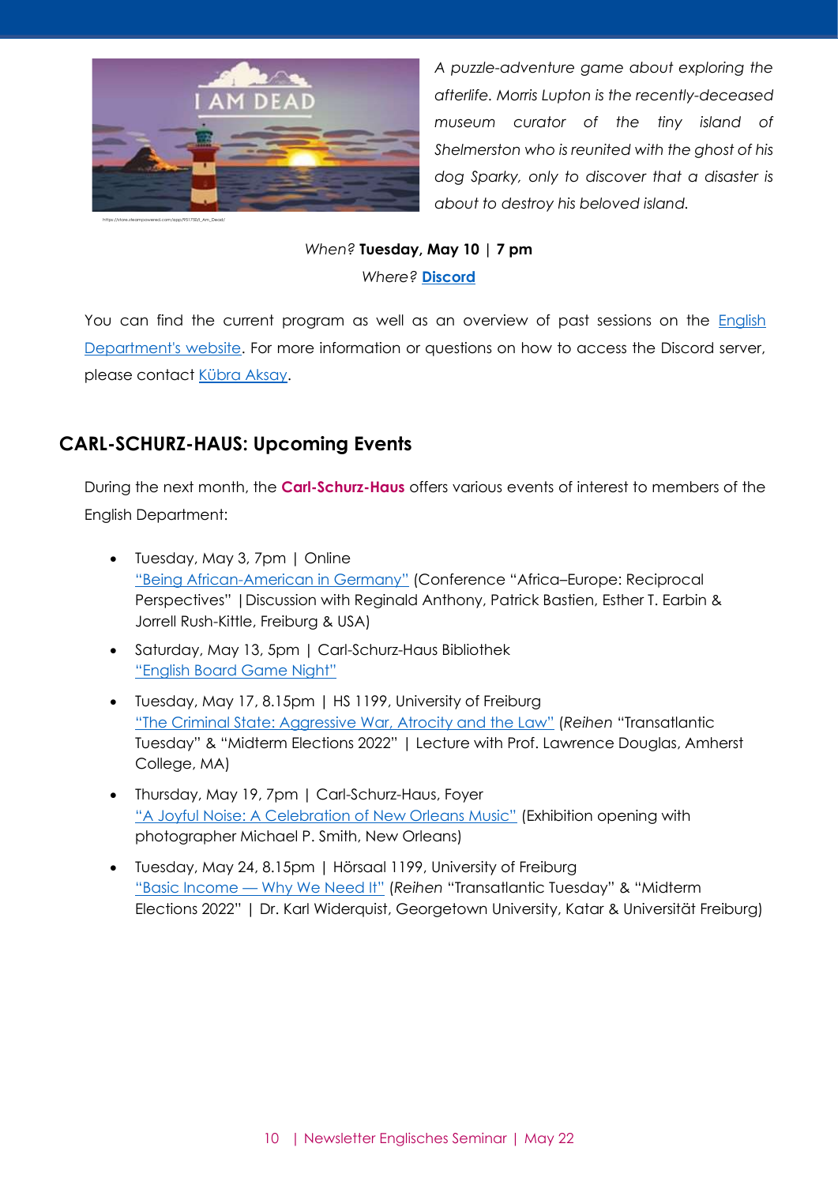https://store.steampowered.com/app/951750/I_Am_Dead/

*A puzzle-adventure game about exploring the afterlife. Morris Lupton is the recently-deceased museum curator of the tiny island of Shelmerston who is reunited with the ghost of his dog Sparky, only to discover that a disaster is about to destroy his beloved island.*

*When?* **Tuesday, May 10** | **7 pm**
*Where?* **Discord**

You can find the current program as well as an overview of past sessions on the English Department's website. For more information or questions on how to access the Discord server, please contact Kübra Aksay.

## CARL-SCHURZ-HAUS: Upcoming Events

During the next month, the **Carl-Schurz-Haus** offers various events of interest to members of the English Department:

- Tuesday, May 3, 7pm | Online
  "Being African-American in Germany" (Conference "Africa–Europe: Reciprocal Perspectives" | Discussion with Reginald Anthony, Patrick Bastien, Esther T. Earbin & Jorrell Rush-Kittle, Freiburg & USA)
- Saturday, May 13, 5pm | Carl-Schurz-Haus Bibliothek
  "English Board Game Night"
- Tuesday, May 17, 8.15pm | HS 1199, University of Freiburg
  "The Criminal State: Aggressive War, Atrocity and the Law" (*Reihen* "Transatlantic Tuesday" & "Midterm Elections 2022" | Lecture with Prof. Lawrence Douglas, Amherst College, MA)
- Thursday, May 19, 7pm | Carl-Schurz-Haus, Foyer
  "A Joyful Noise: A Celebration of New Orleans Music" (Exhibition opening with photographer Michael P. Smith, New Orleans)
- Tuesday, May 24, 8.15pm | Hörsaal 1199, University of Freiburg
  "Basic Income — Why We Need It" (*Reihen* "Transatlantic Tuesday" & "Midterm Elections 2022" | Dr. Karl Widerquist, Georgetown University, Katar & Universität Freiburg)